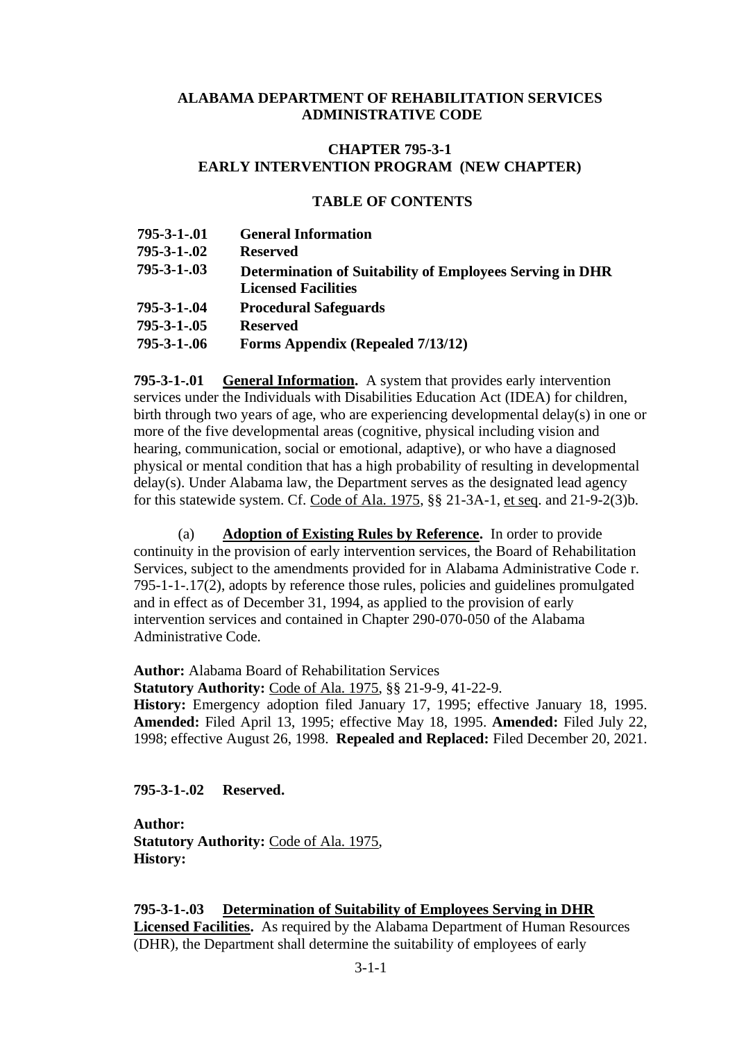# ALABAMA DEPARTMENT OF REHABILITATION SERVICES ADMINISTRATIVE CODE

## CHAPTER 795-3-1 EARLY INTERVENTION PROGRAM (NEW CHAPTER)

### TABLE OF CONTENTS

| | |
|---|---|
| **795-3-1-.01** | **General Information** |
| **795-3-1-.02** | **Reserved** |
| **795-3-1-.03** | **Determination of Suitability of Employees Serving in DHR Licensed Facilities** |
| **795-3-1-.04** | **Procedural Safeguards** |
| **795-3-1-.05** | **Reserved** |
| **795-3-1-.06** | **Forms Appendix (Repealed 7/13/12)** |

**795-3-1-.01 <u>General Information</u>.** A system that provides early intervention services under the Individuals with Disabilities Education Act (IDEA) for children, birth through two years of age, who are experiencing developmental delay(s) in one or more of the five developmental areas (cognitive, physical including vision and hearing, communication, social or emotional, adaptive), or who have a diagnosed physical or mental condition that has a high probability of resulting in developmental delay(s). Under Alabama law, the Department serves as the designated lead agency for this statewide system. Cf. <u>Code of Ala. 1975</u>, §§ 21-3A-1, <u>et seq</u>. and 21-9-2(3)b.

(a) **<u>Adoption of Existing Rules by Reference</u>.** In order to provide continuity in the provision of early intervention services, the Board of Rehabilitation Services, subject to the amendments provided for in Alabama Administrative Code r. 795-1-1-.17(2), adopts by reference those rules, policies and guidelines promulgated and in effect as of December 31, 1994, as applied to the provision of early intervention services and contained in Chapter 290-070-050 of the Alabama Administrative Code.

**Author:** Alabama Board of Rehabilitation Services
**Statutory Authority:** <u>Code of Ala. 1975</u>, §§ 21-9-9, 41-22-9.
**History:** Emergency adoption filed January 17, 1995; effective January 18, 1995. **Amended:** Filed April 13, 1995; effective May 18, 1995. **Amended:** Filed July 22, 1998; effective August 26, 1998. **Repealed and Replaced:** Filed December 20, 2021.

**795-3-1-.02 Reserved.**

**Author:**
**Statutory Authority:** <u>Code of Ala. 1975</u>,
**History:**

**795-3-1-.03 <u>Determination of Suitability of Employees Serving in DHR Licensed Facilities</u>.** As required by the Alabama Department of Human Resources (DHR), the Department shall determine the suitability of employees of early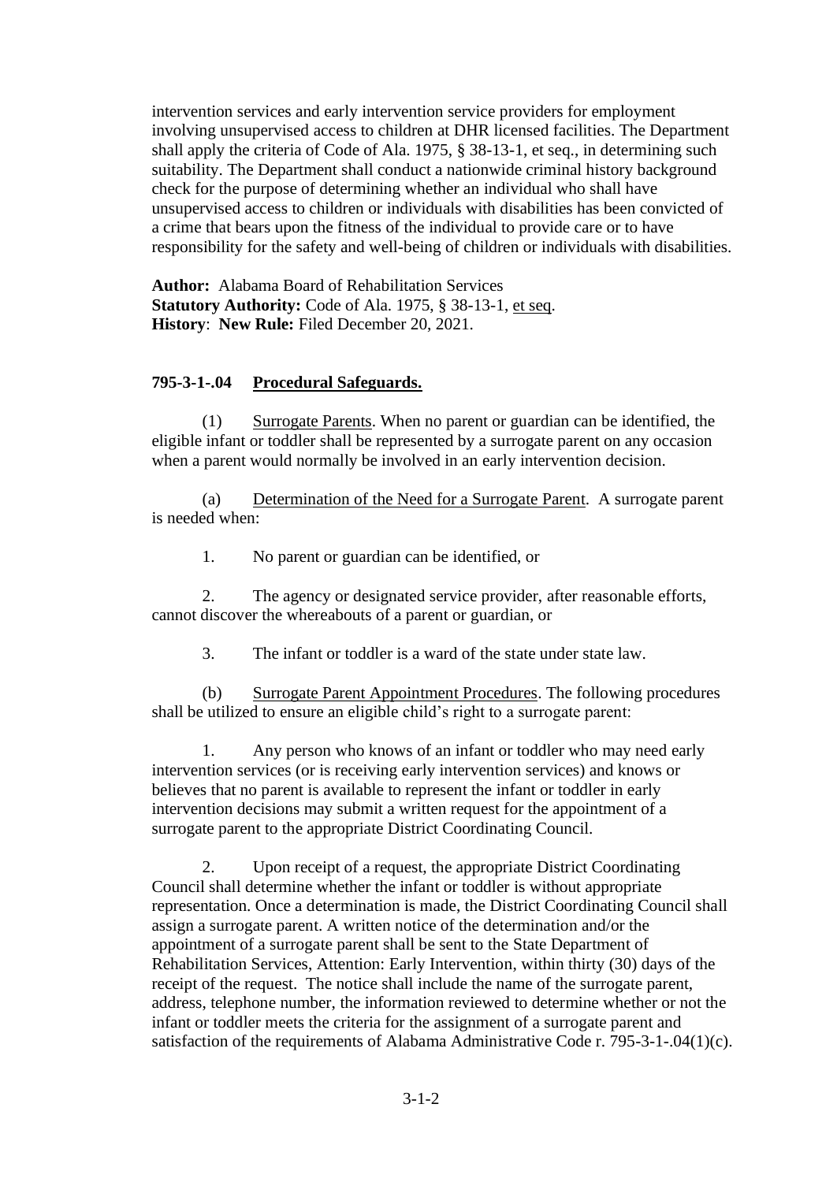intervention services and early intervention service providers for employment involving unsupervised access to children at DHR licensed facilities. The Department shall apply the criteria of Code of Ala. 1975, § 38-13-1, et seq., in determining such suitability. The Department shall conduct a nationwide criminal history background check for the purpose of determining whether an individual who shall have unsupervised access to children or individuals with disabilities has been convicted of a crime that bears upon the fitness of the individual to provide care or to have responsibility for the safety and well-being of children or individuals with disabilities.

**Author:** Alabama Board of Rehabilitation Services
**Statutory Authority:** Code of Ala. 1975, § 38-13-1, et seq.
**History**: **New Rule:** Filed December 20, 2021.

**795-3-1-.04 Procedural Safeguards.**

(1) Surrogate Parents. When no parent or guardian can be identified, the eligible infant or toddler shall be represented by a surrogate parent on any occasion when a parent would normally be involved in an early intervention decision.

(a) Determination of the Need for a Surrogate Parent. A surrogate parent is needed when:

1. No parent or guardian can be identified, or

2. The agency or designated service provider, after reasonable efforts, cannot discover the whereabouts of a parent or guardian, or

3. The infant or toddler is a ward of the state under state law.

(b) Surrogate Parent Appointment Procedures. The following procedures shall be utilized to ensure an eligible child's right to a surrogate parent:

1. Any person who knows of an infant or toddler who may need early intervention services (or is receiving early intervention services) and knows or believes that no parent is available to represent the infant or toddler in early intervention decisions may submit a written request for the appointment of a surrogate parent to the appropriate District Coordinating Council.

2. Upon receipt of a request, the appropriate District Coordinating Council shall determine whether the infant or toddler is without appropriate representation. Once a determination is made, the District Coordinating Council shall assign a surrogate parent. A written notice of the determination and/or the appointment of a surrogate parent shall be sent to the State Department of Rehabilitation Services, Attention: Early Intervention, within thirty (30) days of the receipt of the request. The notice shall include the name of the surrogate parent, address, telephone number, the information reviewed to determine whether or not the infant or toddler meets the criteria for the assignment of a surrogate parent and satisfaction of the requirements of Alabama Administrative Code r. 795-3-1-.04(1)(c).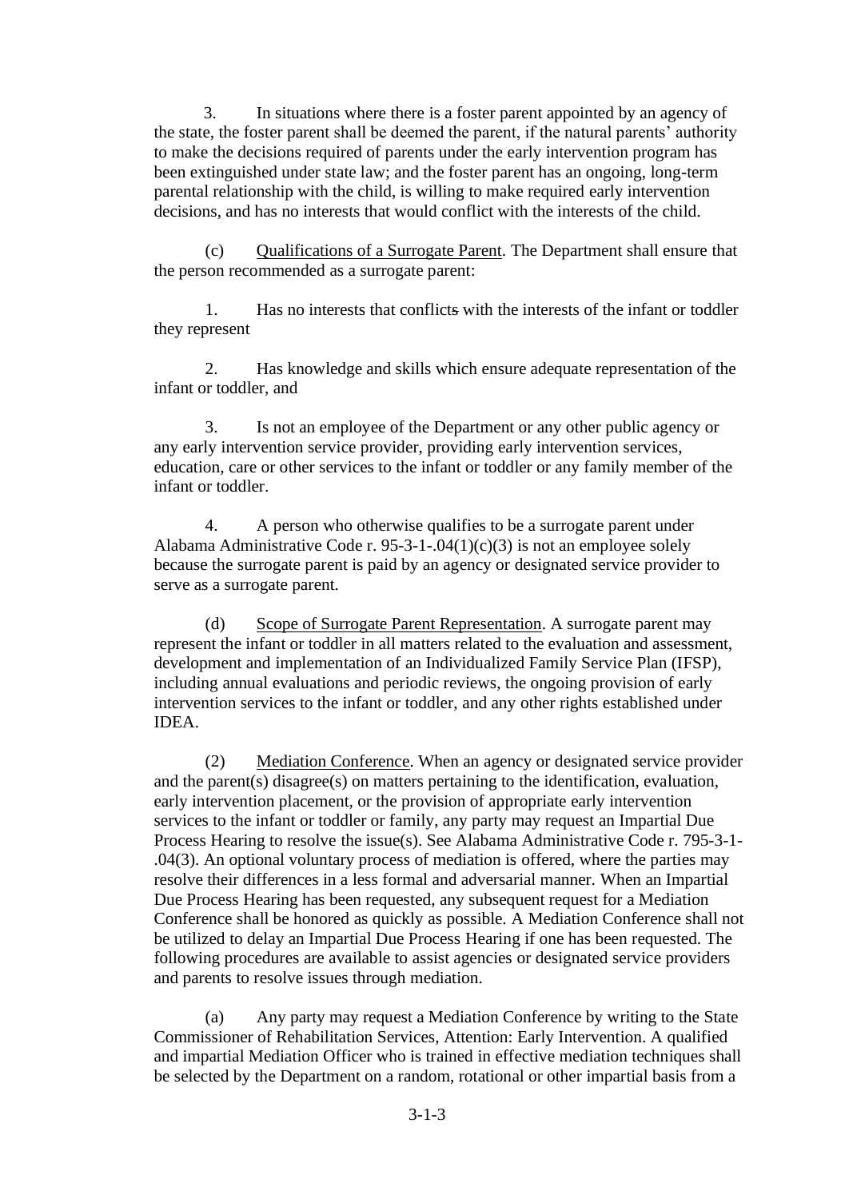3. In situations where there is a foster parent appointed by an agency of the state, the foster parent shall be deemed the parent, if the natural parents' authority to make the decisions required of parents under the early intervention program has been extinguished under state law; and the foster parent has an ongoing, long-term parental relationship with the child, is willing to make required early intervention decisions, and has no interests that would conflict with the interests of the child.

(c) Qualifications of a Surrogate Parent. The Department shall ensure that the person recommended as a surrogate parent:

1. Has no interests that conflicts with the interests of the infant or toddler they represent

2. Has knowledge and skills which ensure adequate representation of the infant or toddler, and

3. Is not an employee of the Department or any other public agency or any early intervention service provider, providing early intervention services, education, care or other services to the infant or toddler or any family member of the infant or toddler.

4. A person who otherwise qualifies to be a surrogate parent under Alabama Administrative Code r. 95-3-1-.04(1)(c)(3) is not an employee solely because the surrogate parent is paid by an agency or designated service provider to serve as a surrogate parent.

(d) Scope of Surrogate Parent Representation. A surrogate parent may represent the infant or toddler in all matters related to the evaluation and assessment, development and implementation of an Individualized Family Service Plan (IFSP), including annual evaluations and periodic reviews, the ongoing provision of early intervention services to the infant or toddler, and any other rights established under IDEA.

(2) Mediation Conference. When an agency or designated service provider and the parent(s) disagree(s) on matters pertaining to the identification, evaluation, early intervention placement, or the provision of appropriate early intervention services to the infant or toddler or family, any party may request an Impartial Due Process Hearing to resolve the issue(s). See Alabama Administrative Code r. 795-3-1-.04(3). An optional voluntary process of mediation is offered, where the parties may resolve their differences in a less formal and adversarial manner. When an Impartial Due Process Hearing has been requested, any subsequent request for a Mediation Conference shall be honored as quickly as possible. A Mediation Conference shall not be utilized to delay an Impartial Due Process Hearing if one has been requested. The following procedures are available to assist agencies or designated service providers and parents to resolve issues through mediation.

(a) Any party may request a Mediation Conference by writing to the State Commissioner of Rehabilitation Services, Attention: Early Intervention. A qualified and impartial Mediation Officer who is trained in effective mediation techniques shall be selected by the Department on a random, rotational or other impartial basis from a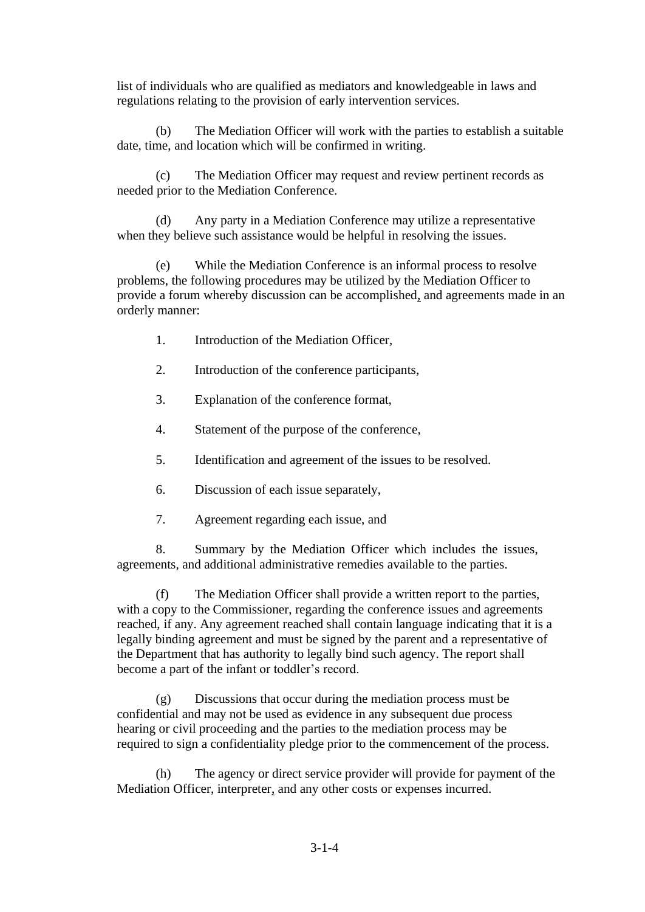list of individuals who are qualified as mediators and knowledgeable in laws and regulations relating to the provision of early intervention services.

(b) The Mediation Officer will work with the parties to establish a suitable date, time, and location which will be confirmed in writing.

(c) The Mediation Officer may request and review pertinent records as needed prior to the Mediation Conference.

(d) Any party in a Mediation Conference may utilize a representative when they believe such assistance would be helpful in resolving the issues.

(e) While the Mediation Conference is an informal process to resolve problems, the following procedures may be utilized by the Mediation Officer to provide a forum whereby discussion can be accomplished, and agreements made in an orderly manner:

1. Introduction of the Mediation Officer,

2. Introduction of the conference participants,

3. Explanation of the conference format,

4. Statement of the purpose of the conference,

5. Identification and agreement of the issues to be resolved.

6. Discussion of each issue separately,

7. Agreement regarding each issue, and

8. Summary by the Mediation Officer which includes the issues, agreements, and additional administrative remedies available to the parties.

(f) The Mediation Officer shall provide a written report to the parties, with a copy to the Commissioner, regarding the conference issues and agreements reached, if any. Any agreement reached shall contain language indicating that it is a legally binding agreement and must be signed by the parent and a representative of the Department that has authority to legally bind such agency. The report shall become a part of the infant or toddler's record.

(g) Discussions that occur during the mediation process must be confidential and may not be used as evidence in any subsequent due process hearing or civil proceeding and the parties to the mediation process may be required to sign a confidentiality pledge prior to the commencement of the process.

(h) The agency or direct service provider will provide for payment of the Mediation Officer, interpreter, and any other costs or expenses incurred.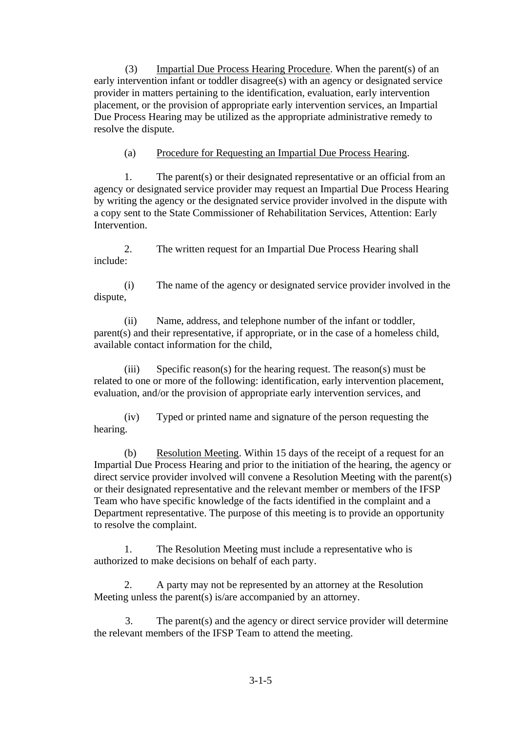(3) <u>Impartial Due Process Hearing Procedure</u>. When the parent(s) of an early intervention infant or toddler disagree(s) with an agency or designated service provider in matters pertaining to the identification, evaluation, early intervention placement, or the provision of appropriate early intervention services, an Impartial Due Process Hearing may be utilized as the appropriate administrative remedy to resolve the dispute.

(a) <u>Procedure for Requesting an Impartial Due Process Hearing</u>.

1. The parent(s) or their designated representative or an official from an agency or designated service provider may request an Impartial Due Process Hearing by writing the agency or the designated service provider involved in the dispute with a copy sent to the State Commissioner of Rehabilitation Services, Attention: Early Intervention.

2. The written request for an Impartial Due Process Hearing shall include:

(i) The name of the agency or designated service provider involved in the dispute,

(ii) Name, address, and telephone number of the infant or toddler, parent(s) and their representative, if appropriate, or in the case of a homeless child, available contact information for the child,

(iii) Specific reason(s) for the hearing request. The reason(s) must be related to one or more of the following: identification, early intervention placement, evaluation, and/or the provision of appropriate early intervention services, and

(iv) Typed or printed name and signature of the person requesting the hearing.

(b) <u>Resolution Meeting</u>. Within 15 days of the receipt of a request for an Impartial Due Process Hearing and prior to the initiation of the hearing, the agency or direct service provider involved will convene a Resolution Meeting with the parent(s) or their designated representative and the relevant member or members of the IFSP Team who have specific knowledge of the facts identified in the complaint and a Department representative. The purpose of this meeting is to provide an opportunity to resolve the complaint.

1. The Resolution Meeting must include a representative who is authorized to make decisions on behalf of each party.

2. A party may not be represented by an attorney at the Resolution Meeting unless the parent(s) is/are accompanied by an attorney.

3. The parent(s) and the agency or direct service provider will determine the relevant members of the IFSP Team to attend the meeting.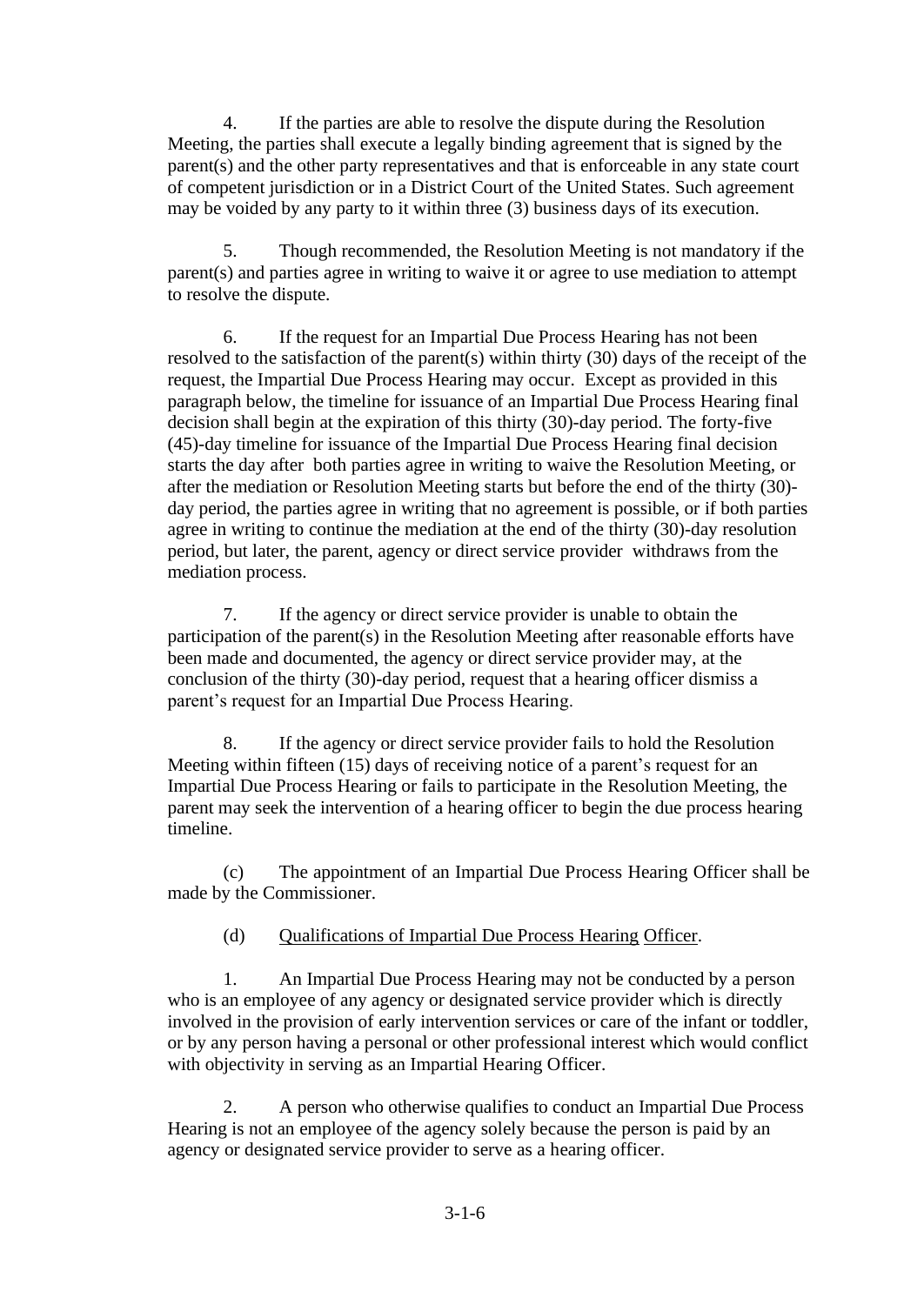4. If the parties are able to resolve the dispute during the Resolution Meeting, the parties shall execute a legally binding agreement that is signed by the parent(s) and the other party representatives and that is enforceable in any state court of competent jurisdiction or in a District Court of the United States. Such agreement may be voided by any party to it within three (3) business days of its execution.

5. Though recommended, the Resolution Meeting is not mandatory if the parent(s) and parties agree in writing to waive it or agree to use mediation to attempt to resolve the dispute.

6. If the request for an Impartial Due Process Hearing has not been resolved to the satisfaction of the parent(s) within thirty (30) days of the receipt of the request, the Impartial Due Process Hearing may occur. Except as provided in this paragraph below, the timeline for issuance of an Impartial Due Process Hearing final decision shall begin at the expiration of this thirty (30)-day period. The forty-five (45)-day timeline for issuance of the Impartial Due Process Hearing final decision starts the day after both parties agree in writing to waive the Resolution Meeting, or after the mediation or Resolution Meeting starts but before the end of the thirty (30)-day period, the parties agree in writing that no agreement is possible, or if both parties agree in writing to continue the mediation at the end of the thirty (30)-day resolution period, but later, the parent, agency or direct service provider withdraws from the mediation process.

7. If the agency or direct service provider is unable to obtain the participation of the parent(s) in the Resolution Meeting after reasonable efforts have been made and documented, the agency or direct service provider may, at the conclusion of the thirty (30)-day period, request that a hearing officer dismiss a parent's request for an Impartial Due Process Hearing.

8. If the agency or direct service provider fails to hold the Resolution Meeting within fifteen (15) days of receiving notice of a parent's request for an Impartial Due Process Hearing or fails to participate in the Resolution Meeting, the parent may seek the intervention of a hearing officer to begin the due process hearing timeline.

(c) The appointment of an Impartial Due Process Hearing Officer shall be made by the Commissioner.

(d) <u>Qualifications of Impartial Due Process Hearing Officer</u>.

1. An Impartial Due Process Hearing may not be conducted by a person who is an employee of any agency or designated service provider which is directly involved in the provision of early intervention services or care of the infant or toddler, or by any person having a personal or other professional interest which would conflict with objectivity in serving as an Impartial Hearing Officer.

2. A person who otherwise qualifies to conduct an Impartial Due Process Hearing is not an employee of the agency solely because the person is paid by an agency or designated service provider to serve as a hearing officer.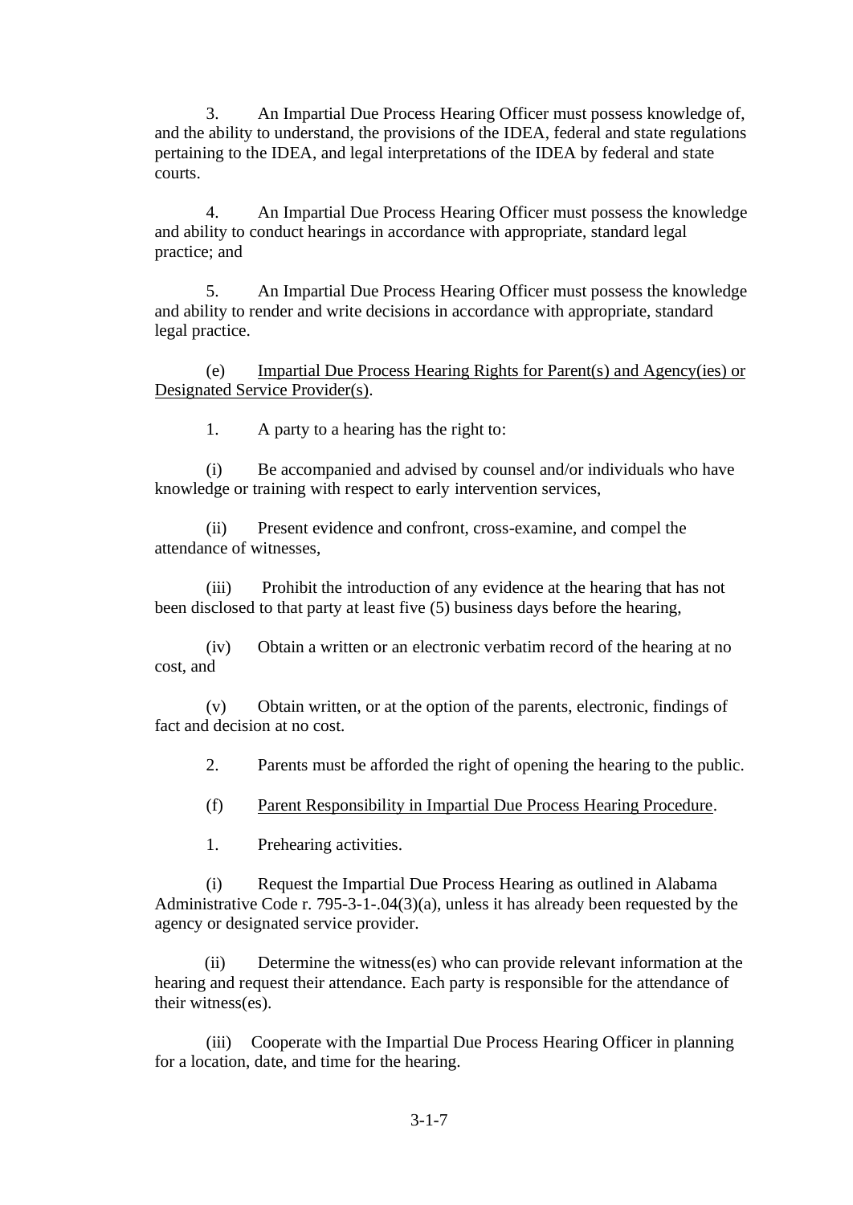3. An Impartial Due Process Hearing Officer must possess knowledge of, and the ability to understand, the provisions of the IDEA, federal and state regulations pertaining to the IDEA, and legal interpretations of the IDEA by federal and state courts.

4. An Impartial Due Process Hearing Officer must possess the knowledge and ability to conduct hearings in accordance with appropriate, standard legal practice; and

5. An Impartial Due Process Hearing Officer must possess the knowledge and ability to render and write decisions in accordance with appropriate, standard legal practice.

(e) <u>Impartial Due Process Hearing Rights for Parent(s) and Agency(ies) or Designated Service Provider(s)</u>.

1. A party to a hearing has the right to:

(i) Be accompanied and advised by counsel and/or individuals who have knowledge or training with respect to early intervention services,

(ii) Present evidence and confront, cross-examine, and compel the attendance of witnesses,

(iii) Prohibit the introduction of any evidence at the hearing that has not been disclosed to that party at least five (5) business days before the hearing,

(iv) Obtain a written or an electronic verbatim record of the hearing at no cost, and

(v) Obtain written, or at the option of the parents, electronic, findings of fact and decision at no cost.

2. Parents must be afforded the right of opening the hearing to the public.

(f) <u>Parent Responsibility in Impartial Due Process Hearing Procedure</u>.

1. Prehearing activities.

(i) Request the Impartial Due Process Hearing as outlined in Alabama Administrative Code r. 795-3-1-.04(3)(a), unless it has already been requested by the agency or designated service provider.

(ii) Determine the witness(es) who can provide relevant information at the hearing and request their attendance. Each party is responsible for the attendance of their witness(es).

(iii) Cooperate with the Impartial Due Process Hearing Officer in planning for a location, date, and time for the hearing.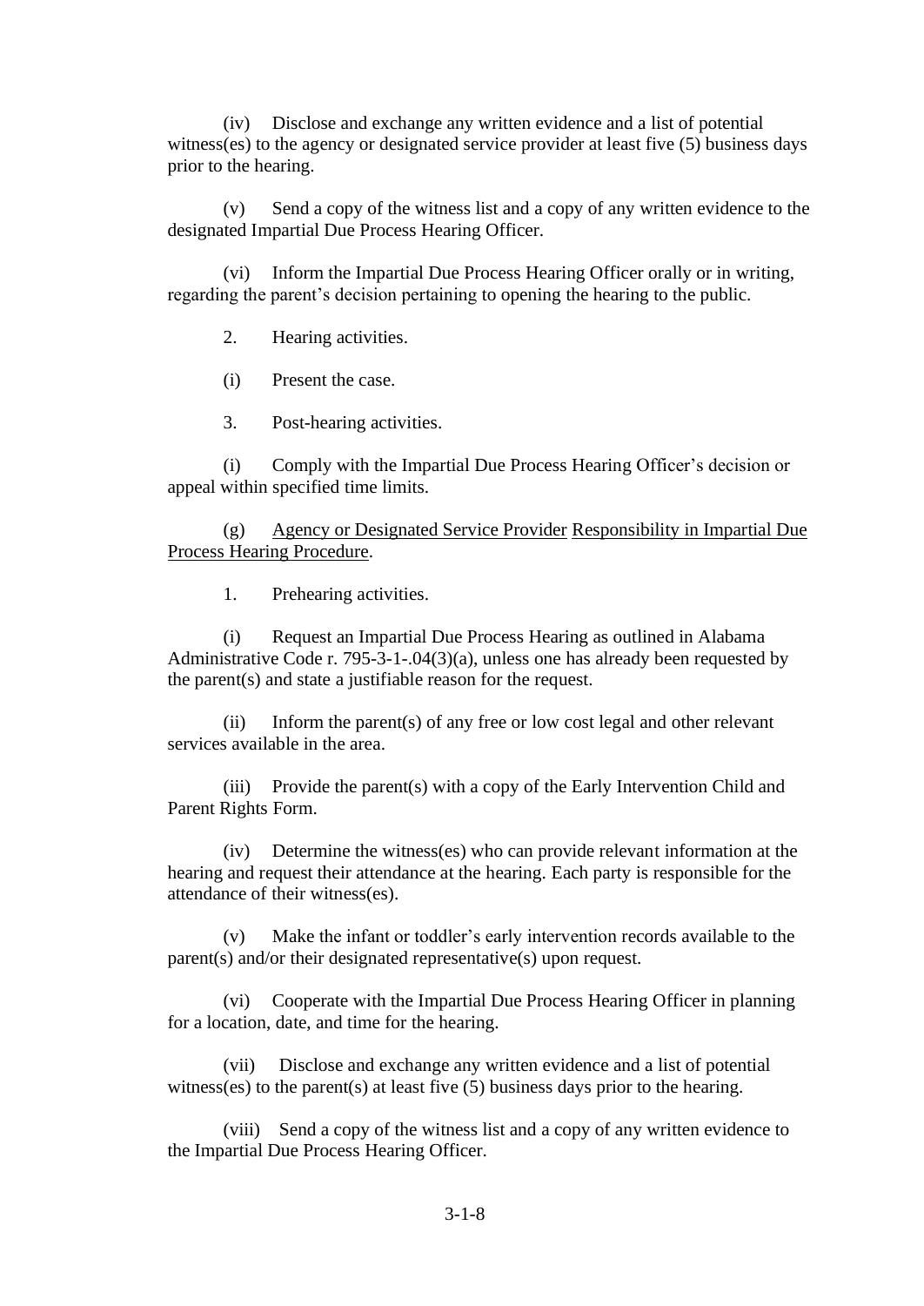(iv) Disclose and exchange any written evidence and a list of potential witness(es) to the agency or designated service provider at least five (5) business days prior to the hearing.

(v) Send a copy of the witness list and a copy of any written evidence to the designated Impartial Due Process Hearing Officer.

(vi) Inform the Impartial Due Process Hearing Officer orally or in writing, regarding the parent's decision pertaining to opening the hearing to the public.

2. Hearing activities.

(i) Present the case.

3. Post-hearing activities.

(i) Comply with the Impartial Due Process Hearing Officer's decision or appeal within specified time limits.

(g) <u>Agency or Designated Service Provider</u> <u>Responsibility in Impartial Due Process Hearing Procedure</u>.

1. Prehearing activities.

(i) Request an Impartial Due Process Hearing as outlined in Alabama Administrative Code r. 795-3-1-.04(3)(a), unless one has already been requested by the parent(s) and state a justifiable reason for the request.

(ii) Inform the parent(s) of any free or low cost legal and other relevant services available in the area.

(iii) Provide the parent(s) with a copy of the Early Intervention Child and Parent Rights Form.

(iv) Determine the witness(es) who can provide relevant information at the hearing and request their attendance at the hearing. Each party is responsible for the attendance of their witness(es).

(v) Make the infant or toddler's early intervention records available to the parent(s) and/or their designated representative(s) upon request.

(vi) Cooperate with the Impartial Due Process Hearing Officer in planning for a location, date, and time for the hearing.

(vii) Disclose and exchange any written evidence and a list of potential witness(es) to the parent(s) at least five (5) business days prior to the hearing.

(viii) Send a copy of the witness list and a copy of any written evidence to the Impartial Due Process Hearing Officer.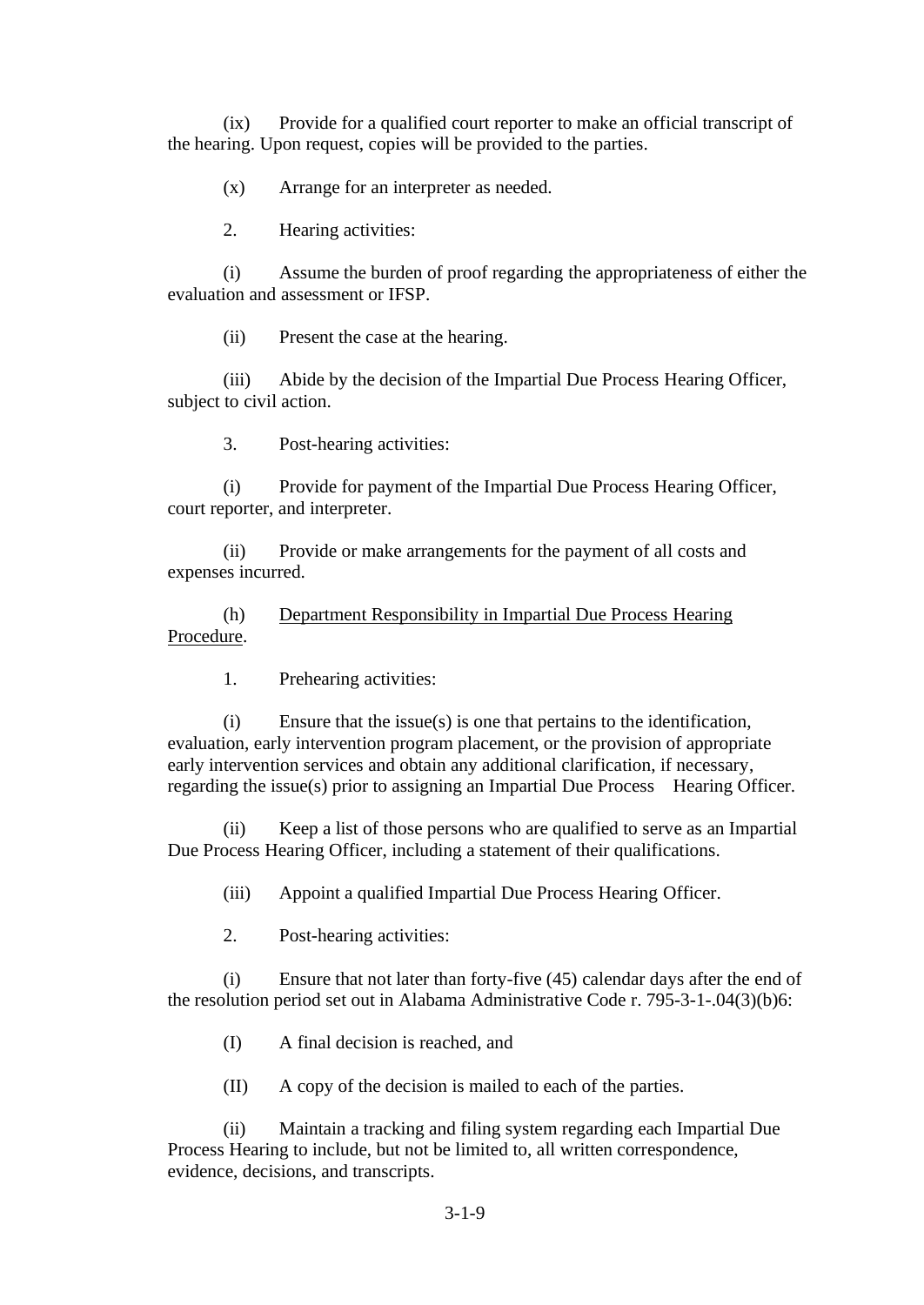(ix) Provide for a qualified court reporter to make an official transcript of the hearing. Upon request, copies will be provided to the parties.

(x) Arrange for an interpreter as needed.

2. Hearing activities:

(i) Assume the burden of proof regarding the appropriateness of either the evaluation and assessment or IFSP.

(ii) Present the case at the hearing.

(iii) Abide by the decision of the Impartial Due Process Hearing Officer, subject to civil action.

3. Post-hearing activities:

(i) Provide for payment of the Impartial Due Process Hearing Officer, court reporter, and interpreter.

(ii) Provide or make arrangements for the payment of all costs and expenses incurred.

(h) <u>Department Responsibility in Impartial Due Process Hearing Procedure</u>.

1. Prehearing activities:

(i) Ensure that the issue(s) is one that pertains to the identification, evaluation, early intervention program placement, or the provision of appropriate early intervention services and obtain any additional clarification, if necessary, regarding the issue(s) prior to assigning an Impartial Due Process Hearing Officer.

(ii) Keep a list of those persons who are qualified to serve as an Impartial Due Process Hearing Officer, including a statement of their qualifications.

(iii) Appoint a qualified Impartial Due Process Hearing Officer.

2. Post-hearing activities:

(i) Ensure that not later than forty-five (45) calendar days after the end of the resolution period set out in Alabama Administrative Code r. 795-3-1-.04(3)(b)6:

(I) A final decision is reached, and

(II) A copy of the decision is mailed to each of the parties.

(ii) Maintain a tracking and filing system regarding each Impartial Due Process Hearing to include, but not be limited to, all written correspondence, evidence, decisions, and transcripts.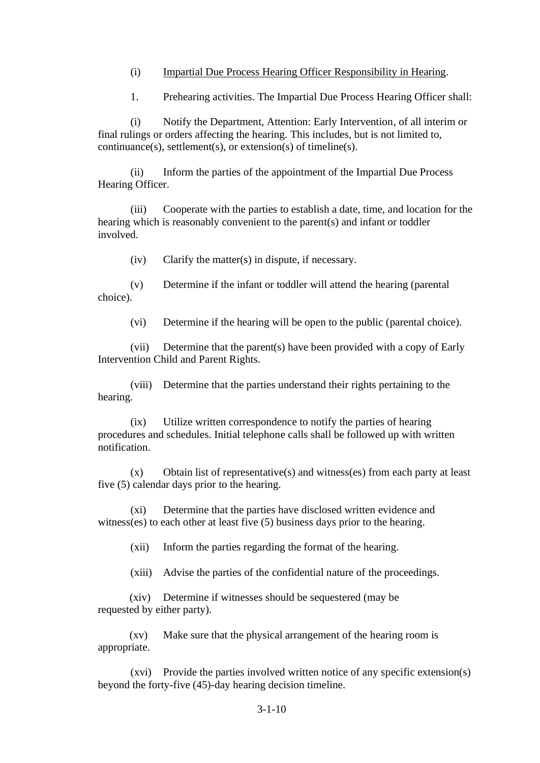(i) <u>Impartial Due Process Hearing Officer Responsibility in Hearing</u>.

1. Prehearing activities. The Impartial Due Process Hearing Officer shall:

(i) Notify the Department, Attention: Early Intervention, of all interim or final rulings or orders affecting the hearing. This includes, but is not limited to, continuance(s), settlement(s), or extension(s) of timeline(s).

(ii) Inform the parties of the appointment of the Impartial Due Process Hearing Officer.

(iii) Cooperate with the parties to establish a date, time, and location for the hearing which is reasonably convenient to the parent(s) and infant or toddler involved.

(iv) Clarify the matter(s) in dispute, if necessary.

(v) Determine if the infant or toddler will attend the hearing (parental choice).

(vi) Determine if the hearing will be open to the public (parental choice).

(vii) Determine that the parent(s) have been provided with a copy of Early Intervention Child and Parent Rights.

(viii) Determine that the parties understand their rights pertaining to the hearing.

(ix) Utilize written correspondence to notify the parties of hearing procedures and schedules. Initial telephone calls shall be followed up with written notification.

(x) Obtain list of representative(s) and witness(es) from each party at least five (5) calendar days prior to the hearing.

(xi) Determine that the parties have disclosed written evidence and witness(es) to each other at least five (5) business days prior to the hearing.

(xii) Inform the parties regarding the format of the hearing.

(xiii) Advise the parties of the confidential nature of the proceedings.

(xiv) Determine if witnesses should be sequestered (may be requested by either party).

(xv) Make sure that the physical arrangement of the hearing room is appropriate.

(xvi) Provide the parties involved written notice of any specific extension(s) beyond the forty-five (45)-day hearing decision timeline.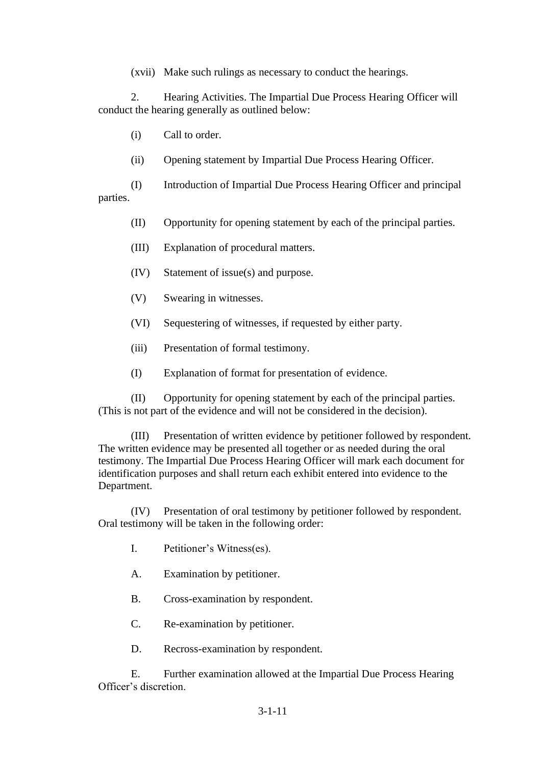(xvii) Make such rulings as necessary to conduct the hearings.

2. Hearing Activities. The Impartial Due Process Hearing Officer will conduct the hearing generally as outlined below:

(i) Call to order.

(ii) Opening statement by Impartial Due Process Hearing Officer.

(I) Introduction of Impartial Due Process Hearing Officer and principal parties.

(II) Opportunity for opening statement by each of the principal parties.

(III) Explanation of procedural matters.

(IV) Statement of issue(s) and purpose.

(V) Swearing in witnesses.

(VI) Sequestering of witnesses, if requested by either party.

(iii) Presentation of formal testimony.

(I) Explanation of format for presentation of evidence.

(II) Opportunity for opening statement by each of the principal parties. (This is not part of the evidence and will not be considered in the decision).

(III) Presentation of written evidence by petitioner followed by respondent. The written evidence may be presented all together or as needed during the oral testimony. The Impartial Due Process Hearing Officer will mark each document for identification purposes and shall return each exhibit entered into evidence to the Department.

(IV) Presentation of oral testimony by petitioner followed by respondent. Oral testimony will be taken in the following order:

I. Petitioner's Witness(es).

A. Examination by petitioner.

B. Cross-examination by respondent.

C. Re-examination by petitioner.

D. Recross-examination by respondent.

E. Further examination allowed at the Impartial Due Process Hearing Officer's discretion.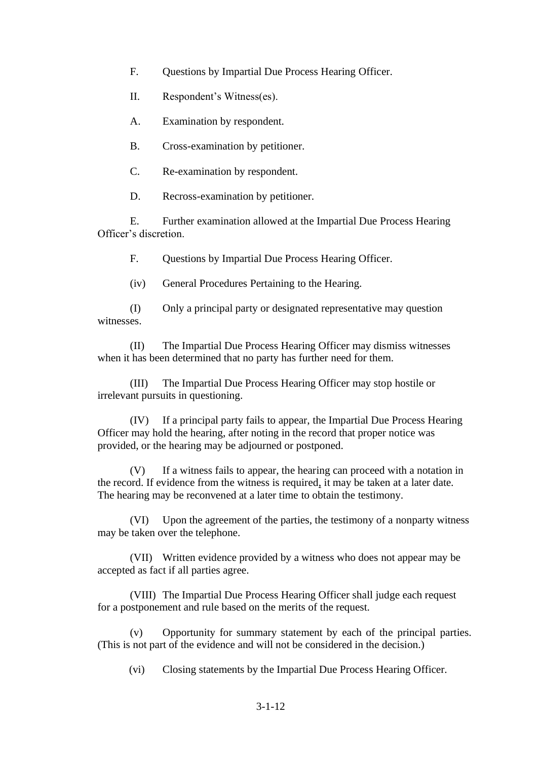F. Questions by Impartial Due Process Hearing Officer.

II. Respondent's Witness(es).

A. Examination by respondent.

B. Cross-examination by petitioner.

C. Re-examination by respondent.

D. Recross-examination by petitioner.

E. Further examination allowed at the Impartial Due Process Hearing Officer's discretion.

F. Questions by Impartial Due Process Hearing Officer.

(iv) General Procedures Pertaining to the Hearing.

(I) Only a principal party or designated representative may question witnesses.

(II) The Impartial Due Process Hearing Officer may dismiss witnesses when it has been determined that no party has further need for them.

(III) The Impartial Due Process Hearing Officer may stop hostile or irrelevant pursuits in questioning.

(IV) If a principal party fails to appear, the Impartial Due Process Hearing Officer may hold the hearing, after noting in the record that proper notice was provided, or the hearing may be adjourned or postponed.

(V) If a witness fails to appear, the hearing can proceed with a notation in the record. If evidence from the witness is required, it may be taken at a later date. The hearing may be reconvened at a later time to obtain the testimony.

(VI) Upon the agreement of the parties, the testimony of a nonparty witness may be taken over the telephone.

(VII) Written evidence provided by a witness who does not appear may be accepted as fact if all parties agree.

(VIII) The Impartial Due Process Hearing Officer shall judge each request for a postponement and rule based on the merits of the request.

(v) Opportunity for summary statement by each of the principal parties. (This is not part of the evidence and will not be considered in the decision.)

(vi) Closing statements by the Impartial Due Process Hearing Officer.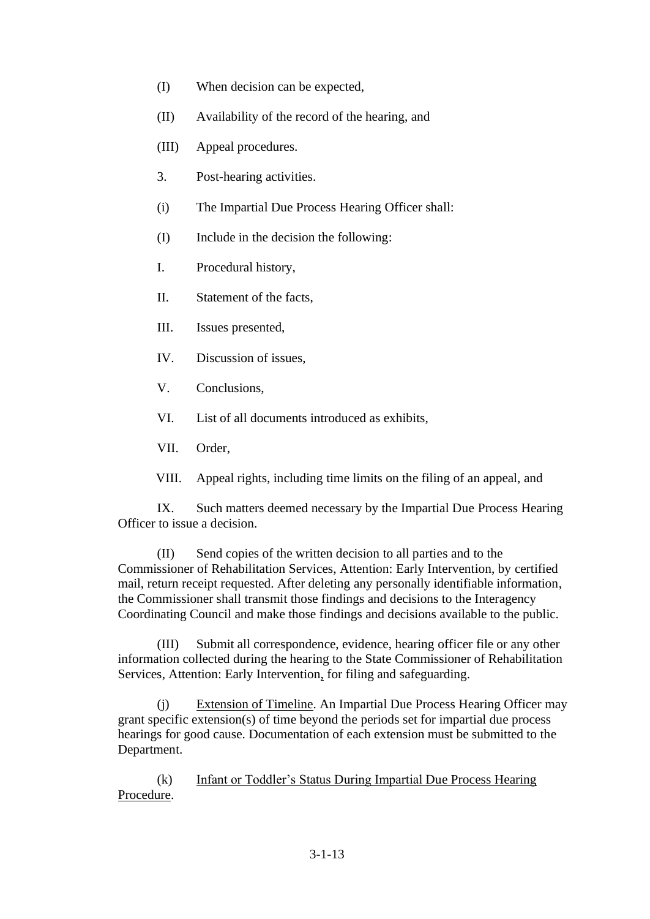(I) When decision can be expected,

(II) Availability of the record of the hearing, and

(III) Appeal procedures.

3. Post-hearing activities.

(i) The Impartial Due Process Hearing Officer shall:

(I) Include in the decision the following:

I. Procedural history,

II. Statement of the facts,

III. Issues presented,

IV. Discussion of issues,

V. Conclusions,

VI. List of all documents introduced as exhibits,

VII. Order,

VIII. Appeal rights, including time limits on the filing of an appeal, and

IX. Such matters deemed necessary by the Impartial Due Process Hearing Officer to issue a decision.

(II) Send copies of the written decision to all parties and to the Commissioner of Rehabilitation Services, Attention: Early Intervention, by certified mail, return receipt requested. After deleting any personally identifiable information, the Commissioner shall transmit those findings and decisions to the Interagency Coordinating Council and make those findings and decisions available to the public.

(III) Submit all correspondence, evidence, hearing officer file or any other information collected during the hearing to the State Commissioner of Rehabilitation Services, Attention: Early Intervention, for filing and safeguarding.

(j) <u>Extension of Timeline</u>. An Impartial Due Process Hearing Officer may grant specific extension(s) of time beyond the periods set for impartial due process hearings for good cause. Documentation of each extension must be submitted to the Department.

(k) <u>Infant or Toddler's Status During Impartial Due Process Hearing Procedure</u>.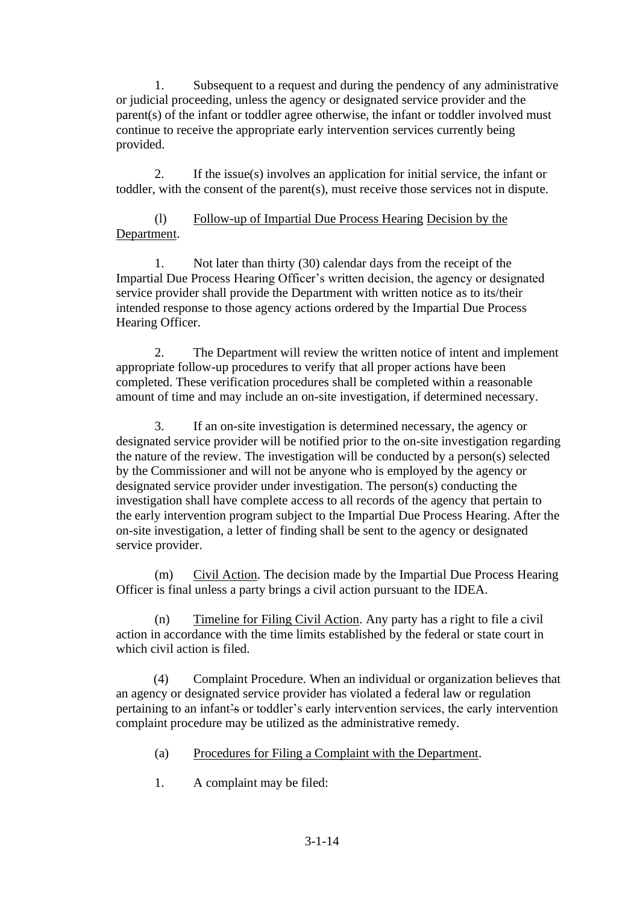1. Subsequent to a request and during the pendency of any administrative or judicial proceeding, unless the agency or designated service provider and the parent(s) of the infant or toddler agree otherwise, the infant or toddler involved must continue to receive the appropriate early intervention services currently being provided.

2. If the issue(s) involves an application for initial service, the infant or toddler, with the consent of the parent(s), must receive those services not in dispute.

(l) <u>Follow-up of Impartial Due Process Hearing Decision by the Department</u>.

1. Not later than thirty (30) calendar days from the receipt of the Impartial Due Process Hearing Officer's written decision, the agency or designated service provider shall provide the Department with written notice as to its/their intended response to those agency actions ordered by the Impartial Due Process Hearing Officer.

2. The Department will review the written notice of intent and implement appropriate follow-up procedures to verify that all proper actions have been completed. These verification procedures shall be completed within a reasonable amount of time and may include an on-site investigation, if determined necessary.

3. If an on-site investigation is determined necessary, the agency or designated service provider will be notified prior to the on-site investigation regarding the nature of the review. The investigation will be conducted by a person(s) selected by the Commissioner and will not be anyone who is employed by the agency or designated service provider under investigation. The person(s) conducting the investigation shall have complete access to all records of the agency that pertain to the early intervention program subject to the Impartial Due Process Hearing. After the on-site investigation, a letter of finding shall be sent to the agency or designated service provider.

(m) <u>Civil Action</u>. The decision made by the Impartial Due Process Hearing Officer is final unless a party brings a civil action pursuant to the IDEA.

(n) <u>Timeline for Filing Civil Action</u>. Any party has a right to file a civil action in accordance with the time limits established by the federal or state court in which civil action is filed.

(4) Complaint Procedure. When an individual or organization believes that an agency or designated service provider has violated a federal law or regulation pertaining to an infant's or toddler's early intervention services, the early intervention complaint procedure may be utilized as the administrative remedy.

(a) <u>Procedures for Filing a Complaint with the Department</u>.

1. A complaint may be filed: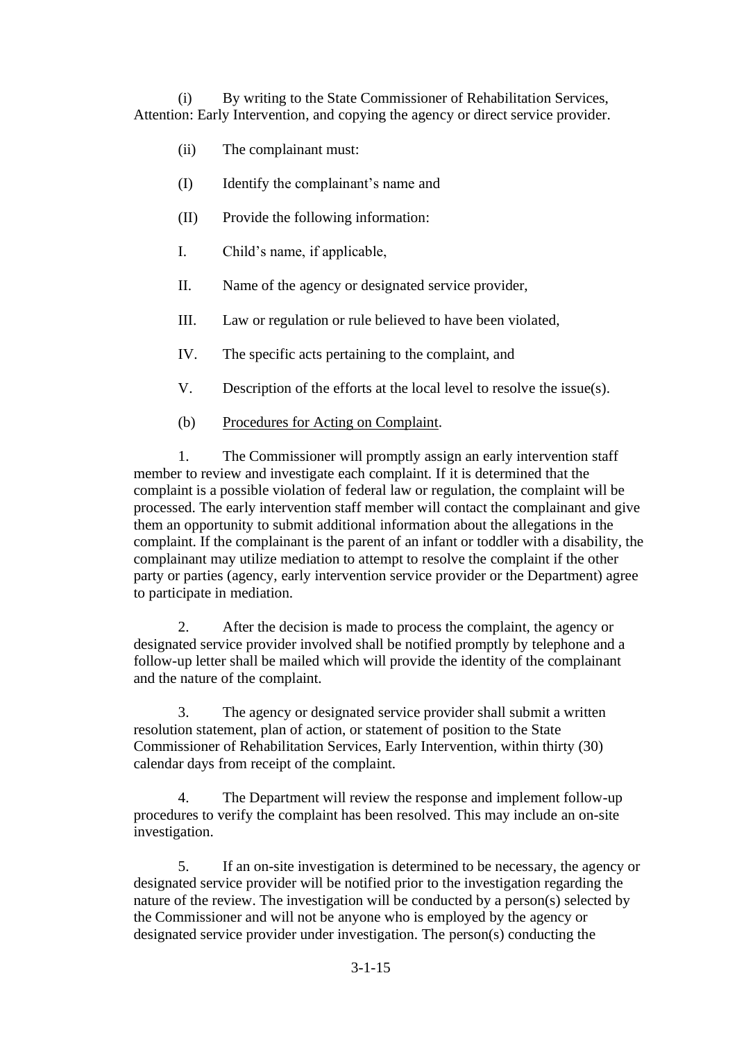(i) By writing to the State Commissioner of Rehabilitation Services, Attention: Early Intervention, and copying the agency or direct service provider.

(ii) The complainant must:

(I) Identify the complainant's name and

(II) Provide the following information:

I. Child's name, if applicable,

II. Name of the agency or designated service provider,

III. Law or regulation or rule believed to have been violated,

IV. The specific acts pertaining to the complaint, and

V. Description of the efforts at the local level to resolve the issue(s).

(b) <u>Procedures for Acting on Complaint</u>.

1. The Commissioner will promptly assign an early intervention staff member to review and investigate each complaint. If it is determined that the complaint is a possible violation of federal law or regulation, the complaint will be processed. The early intervention staff member will contact the complainant and give them an opportunity to submit additional information about the allegations in the complaint. If the complainant is the parent of an infant or toddler with a disability, the complainant may utilize mediation to attempt to resolve the complaint if the other party or parties (agency, early intervention service provider or the Department) agree to participate in mediation.

2. After the decision is made to process the complaint, the agency or designated service provider involved shall be notified promptly by telephone and a follow-up letter shall be mailed which will provide the identity of the complainant and the nature of the complaint.

3. The agency or designated service provider shall submit a written resolution statement, plan of action, or statement of position to the State Commissioner of Rehabilitation Services, Early Intervention, within thirty (30) calendar days from receipt of the complaint.

4. The Department will review the response and implement follow-up procedures to verify the complaint has been resolved. This may include an on-site investigation.

5. If an on-site investigation is determined to be necessary, the agency or designated service provider will be notified prior to the investigation regarding the nature of the review. The investigation will be conducted by a person(s) selected by the Commissioner and will not be anyone who is employed by the agency or designated service provider under investigation. The person(s) conducting the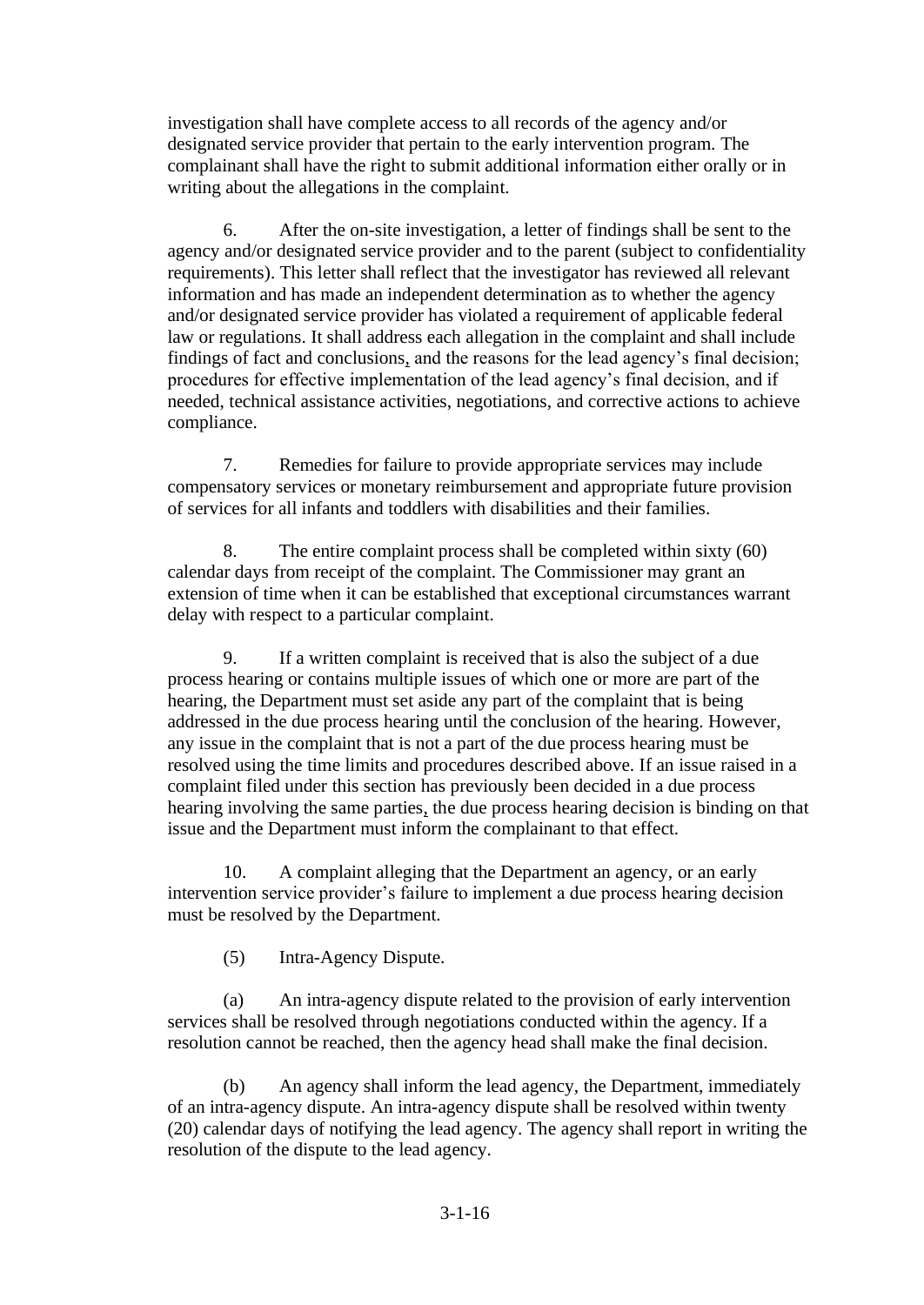investigation shall have complete access to all records of the agency and/or designated service provider that pertain to the early intervention program. The complainant shall have the right to submit additional information either orally or in writing about the allegations in the complaint.

6. After the on-site investigation, a letter of findings shall be sent to the agency and/or designated service provider and to the parent (subject to confidentiality requirements). This letter shall reflect that the investigator has reviewed all relevant information and has made an independent determination as to whether the agency and/or designated service provider has violated a requirement of applicable federal law or regulations. It shall address each allegation in the complaint and shall include findings of fact and conclusions, and the reasons for the lead agency's final decision; procedures for effective implementation of the lead agency's final decision, and if needed, technical assistance activities, negotiations, and corrective actions to achieve compliance.

7. Remedies for failure to provide appropriate services may include compensatory services or monetary reimbursement and appropriate future provision of services for all infants and toddlers with disabilities and their families.

8. The entire complaint process shall be completed within sixty (60) calendar days from receipt of the complaint. The Commissioner may grant an extension of time when it can be established that exceptional circumstances warrant delay with respect to a particular complaint.

9. If a written complaint is received that is also the subject of a due process hearing or contains multiple issues of which one or more are part of the hearing, the Department must set aside any part of the complaint that is being addressed in the due process hearing until the conclusion of the hearing. However, any issue in the complaint that is not a part of the due process hearing must be resolved using the time limits and procedures described above. If an issue raised in a complaint filed under this section has previously been decided in a due process hearing involving the same parties, the due process hearing decision is binding on that issue and the Department must inform the complainant to that effect.

10. A complaint alleging that the Department an agency, or an early intervention service provider's failure to implement a due process hearing decision must be resolved by the Department.

(5) Intra-Agency Dispute.

(a) An intra-agency dispute related to the provision of early intervention services shall be resolved through negotiations conducted within the agency. If a resolution cannot be reached, then the agency head shall make the final decision.

(b) An agency shall inform the lead agency, the Department, immediately of an intra-agency dispute. An intra-agency dispute shall be resolved within twenty (20) calendar days of notifying the lead agency. The agency shall report in writing the resolution of the dispute to the lead agency.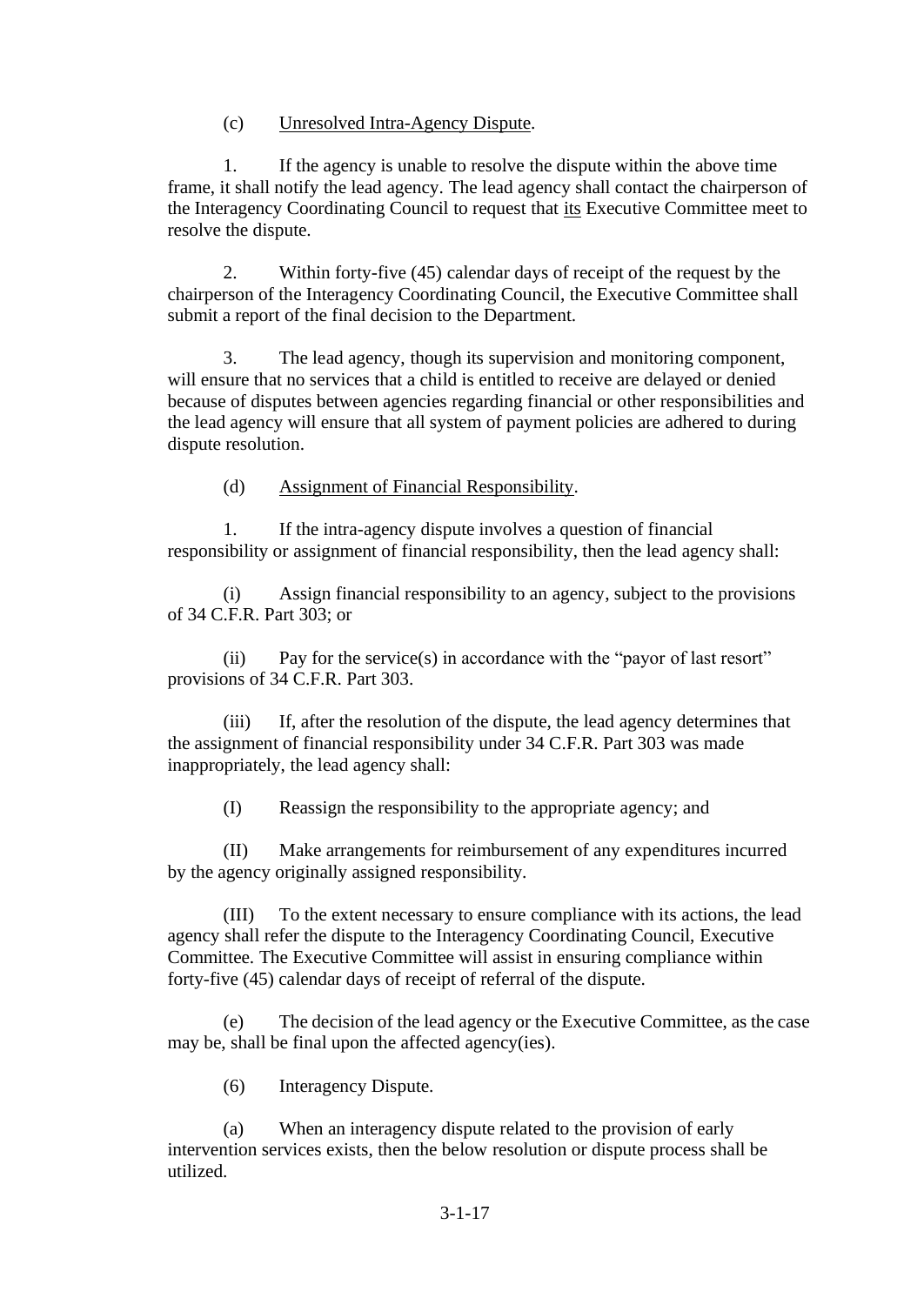(c) Unresolved Intra-Agency Dispute.

1. If the agency is unable to resolve the dispute within the above time frame, it shall notify the lead agency. The lead agency shall contact the chairperson of the Interagency Coordinating Council to request that its Executive Committee meet to resolve the dispute.

2. Within forty-five (45) calendar days of receipt of the request by the chairperson of the Interagency Coordinating Council, the Executive Committee shall submit a report of the final decision to the Department.

3. The lead agency, though its supervision and monitoring component, will ensure that no services that a child is entitled to receive are delayed or denied because of disputes between agencies regarding financial or other responsibilities and the lead agency will ensure that all system of payment policies are adhered to during dispute resolution.

(d) Assignment of Financial Responsibility.

1. If the intra-agency dispute involves a question of financial responsibility or assignment of financial responsibility, then the lead agency shall:

(i) Assign financial responsibility to an agency, subject to the provisions of 34 C.F.R. Part 303; or

(ii) Pay for the service(s) in accordance with the "payor of last resort" provisions of 34 C.F.R. Part 303.

(iii) If, after the resolution of the dispute, the lead agency determines that the assignment of financial responsibility under 34 C.F.R. Part 303 was made inappropriately, the lead agency shall:

(I) Reassign the responsibility to the appropriate agency; and

(II) Make arrangements for reimbursement of any expenditures incurred by the agency originally assigned responsibility.

(III) To the extent necessary to ensure compliance with its actions, the lead agency shall refer the dispute to the Interagency Coordinating Council, Executive Committee. The Executive Committee will assist in ensuring compliance within forty-five (45) calendar days of receipt of referral of the dispute.

(e) The decision of the lead agency or the Executive Committee, as the case may be, shall be final upon the affected agency(ies).

(6) Interagency Dispute.

(a) When an interagency dispute related to the provision of early intervention services exists, then the below resolution or dispute process shall be utilized.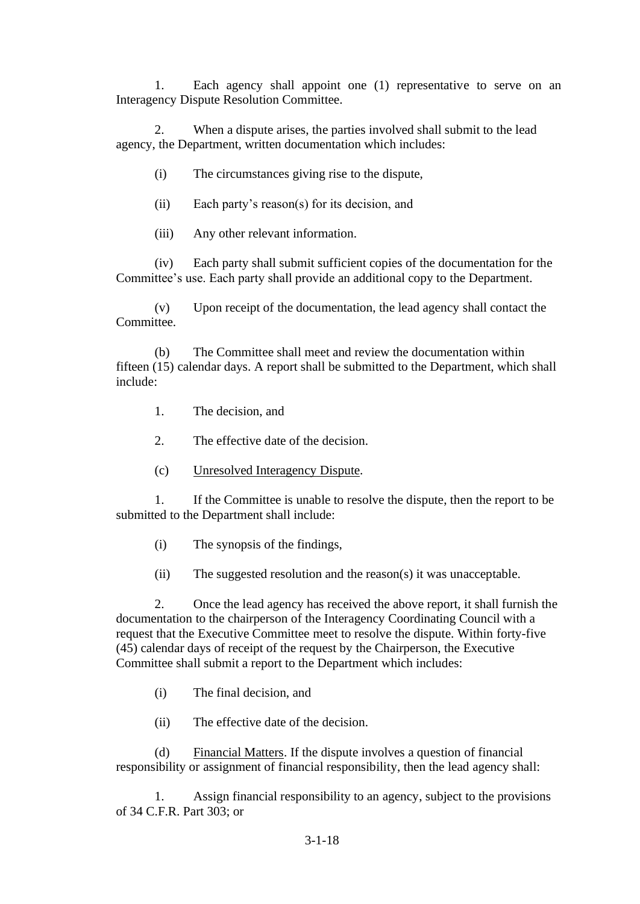1. Each agency shall appoint one (1) representative to serve on an Interagency Dispute Resolution Committee.

2. When a dispute arises, the parties involved shall submit to the lead agency, the Department, written documentation which includes:

(i) The circumstances giving rise to the dispute,

(ii) Each party's reason(s) for its decision, and

(iii) Any other relevant information.

(iv) Each party shall submit sufficient copies of the documentation for the Committee's use. Each party shall provide an additional copy to the Department.

(v) Upon receipt of the documentation, the lead agency shall contact the Committee.

(b) The Committee shall meet and review the documentation within fifteen (15) calendar days. A report shall be submitted to the Department, which shall include:

1. The decision, and

2. The effective date of the decision.

(c) Unresolved Interagency Dispute.

1. If the Committee is unable to resolve the dispute, then the report to be submitted to the Department shall include:

(i) The synopsis of the findings,

(ii) The suggested resolution and the reason(s) it was unacceptable.

2. Once the lead agency has received the above report, it shall furnish the documentation to the chairperson of the Interagency Coordinating Council with a request that the Executive Committee meet to resolve the dispute. Within forty-five (45) calendar days of receipt of the request by the Chairperson, the Executive Committee shall submit a report to the Department which includes:

(i) The final decision, and

(ii) The effective date of the decision.

(d) Financial Matters. If the dispute involves a question of financial responsibility or assignment of financial responsibility, then the lead agency shall:

1. Assign financial responsibility to an agency, subject to the provisions of 34 C.F.R. Part 303; or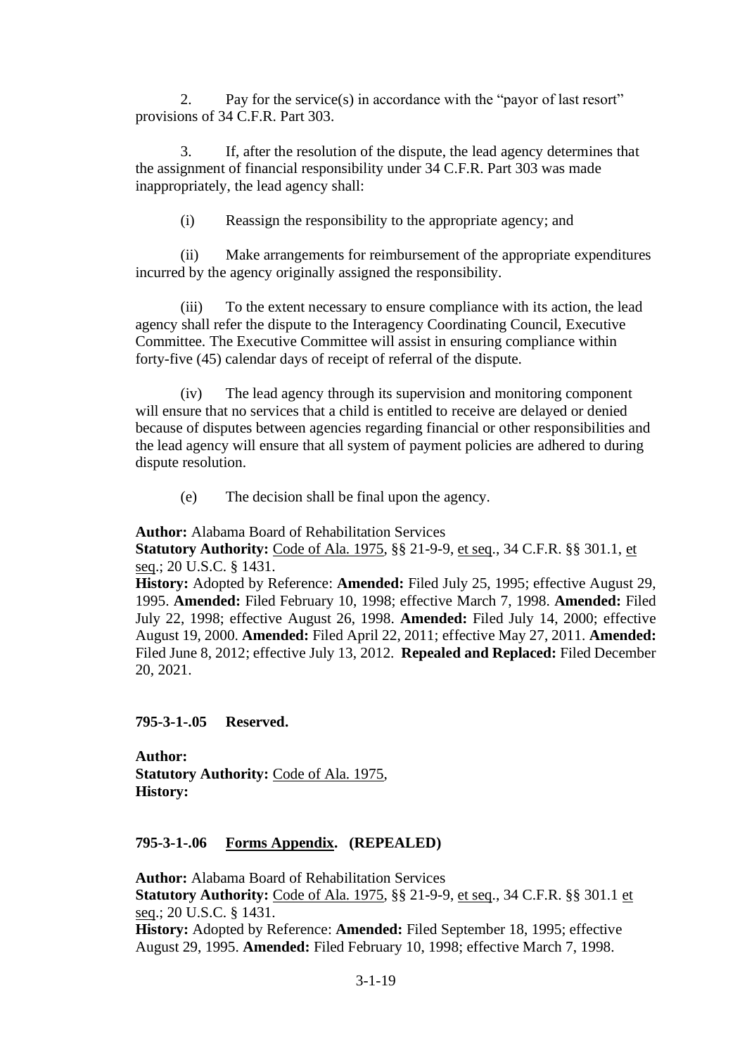2. Pay for the service(s) in accordance with the "payor of last resort" provisions of 34 C.F.R. Part 303.

3. If, after the resolution of the dispute, the lead agency determines that the assignment of financial responsibility under 34 C.F.R. Part 303 was made inappropriately, the lead agency shall:

(i) Reassign the responsibility to the appropriate agency; and

(ii) Make arrangements for reimbursement of the appropriate expenditures incurred by the agency originally assigned the responsibility.

(iii) To the extent necessary to ensure compliance with its action, the lead agency shall refer the dispute to the Interagency Coordinating Council, Executive Committee. The Executive Committee will assist in ensuring compliance within forty-five (45) calendar days of receipt of referral of the dispute.

(iv) The lead agency through its supervision and monitoring component will ensure that no services that a child is entitled to receive are delayed or denied because of disputes between agencies regarding financial or other responsibilities and the lead agency will ensure that all system of payment policies are adhered to during dispute resolution.

(e) The decision shall be final upon the agency.

**Author:** Alabama Board of Rehabilitation Services
**Statutory Authority:** Code of Ala. 1975, §§ 21-9-9, et seq., 34 C.F.R. §§ 301.1, et seq.; 20 U.S.C. § 1431.
**History:** Adopted by Reference: **Amended:** Filed July 25, 1995; effective August 29, 1995. **Amended:** Filed February 10, 1998; effective March 7, 1998. **Amended:** Filed July 22, 1998; effective August 26, 1998. **Amended:** Filed July 14, 2000; effective August 19, 2000. **Amended:** Filed April 22, 2011; effective May 27, 2011. **Amended:** Filed June 8, 2012; effective July 13, 2012. **Repealed and Replaced:** Filed December 20, 2021.

**795-3-1-.05 Reserved.**

**Author:**
**Statutory Authority:** Code of Ala. 1975,
**History:**

**795-3-1-.06 Forms Appendix. (REPEALED)**

**Author:** Alabama Board of Rehabilitation Services
**Statutory Authority:** Code of Ala. 1975, §§ 21-9-9, et seq., 34 C.F.R. §§ 301.1 et seq.; 20 U.S.C. § 1431.
**History:** Adopted by Reference: **Amended:** Filed September 18, 1995; effective August 29, 1995. **Amended:** Filed February 10, 1998; effective March 7, 1998.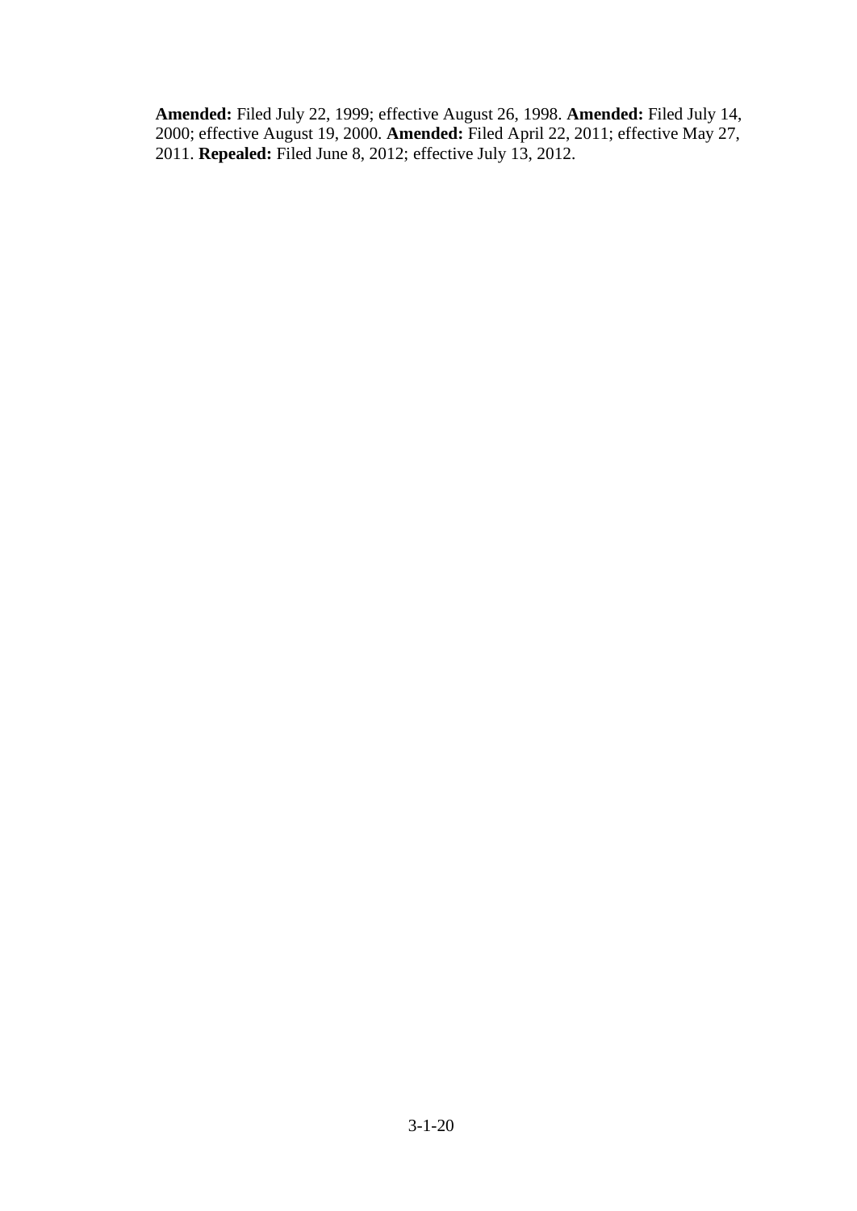**Amended:** Filed July 22, 1999; effective August 26, 1998. **Amended:** Filed July 14, 2000; effective August 19, 2000. **Amended:** Filed April 22, 2011; effective May 27, 2011. **Repealed:** Filed June 8, 2012; effective July 13, 2012.